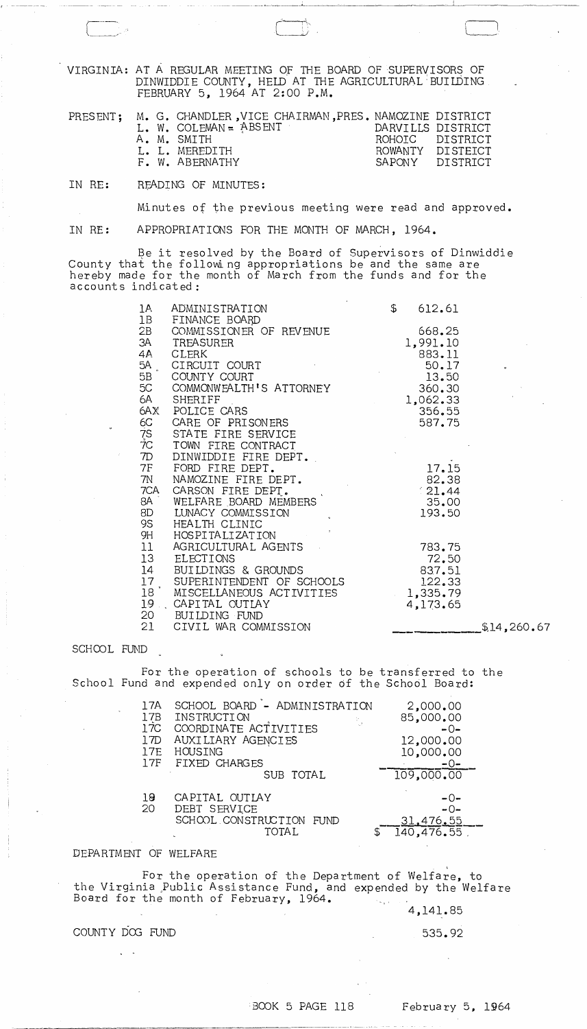VIRGINIA: AT A REGULAR MEETING OF THE BOARD OF SUPERVISORS OF DINWIDDIE COUNTY, HELD AT THE AGRICULTURAL BUILDING FEBRUARY 5, 1964 AT 2:00 P.M.

| PRESENT; | | |
|---|---|---|
| | M. G. CHANDLER, VICE CHAIRMAN, PRES. | NAMOZINE DISTRICT |
| | L. W. COLEMAN = ABSENT | DARVILLS DISTRICT |
| | A. M. SMITH | ROHOIC DISTRICT |
| | L. L. MEREDITH | ROWANTY DISTEICT |
| | F. W. ABERNATHY | SAPONY DISTRICT |

IN RE: READING OF MINUTES:

Minutes of the previous meeting were read and approved.

IN RE: APPROPRIATIONS FOR THE MONTH OF MARCH, 1964.

Be it resolved by the Board of Supervisors of Dinwiddie County that the following appropriations be and the same are hereby made for the month of March from the funds and for the accounts indicated:

| | | | |
|---|---|---|---|
| 1A | ADMINISTRATION | $ 612.61 | |
| 1B | FINANCE BOARD | | |
| 2B | COMMISSIONER OF REVENUE | 668.25 | |
| 3A | TREASURER | 1,991.10 | |
| 4A | CLERK | 883.11 | |
| 5A | CIRCUIT COURT | 50.17 | |
| 5B | COUNTY COURT | 13.50 | |
| 5C | COMMONWEALTH'S ATTORNEY | 360.30 | |
| 6A | SHERIFF | 1,062.33 | |
| 6AX | POLICE CARS | 356.55 | |
| 6C | CARE OF PRISONERS | 587.75 | |
| 7S | STATE FIRE SERVICE | | |
| 7C | TOWN FIRE CONTRACT | | |
| 7D | DINWIDDIE FIRE DEPT. | | |
| 7F | FORD FIRE DEPT. | 17.15 | |
| 7N | NAMOZINE FIRE DEPT. | 82.38 | |
| 7CA | CARSON FIRE DEPT. | 21.44 | |
| 8A | WELFARE BOARD MEMBERS | 35.00 | |
| 8D | LUNACY COMMISSION | 193.50 | |
| 9S | HEALTH CLINIC | | |
| 9H | HOSPITALIZATION | | |
| 11 | AGRICULTURAL AGENTS | 783.75 | |
| 13 | ELECTIONS | 72.50 | |
| 14 | BUILDINGS & GROUNDS | 837.51 | |
| 17 | SUPERINTENDENT OF SCHOOLS | 122.33 | |
| 18 | MISCELLANEOUS ACTIVITIES | 1,335.79 | |
| 19 | CAPITAL OUTLAY | 4,173.65 | |
| 20 | BUILDING FUND | | |
| 21 | CIVIL WAR COMMISSION | | $14,260.67 |

SCHOOL FUND

For the operation of schools to be transferred to the School Fund and expended only on order of the School Board:

| | | |
|---|---|---|
| 17A | SCHOOL BOARD - ADMINISTRATION | 2,000.00 |
| 17B | INSTRUCTION | 85,000.00 |
| 17C | COORDINATE ACTIVITIES | -0- |
| 17D | AUXILIARY AGENCIES | 12,000.00 |
| 17E | HOUSING | 10,000.00 |
| 17F | FIXED CHARGES | -0- |
| | SUB TOTAL | 109,000.00 |
| 19 | CAPITAL OUTLAY | -0- |
| 20 | DEBT SERVICE | -0- |
| | SCHOOL CONSTRUCTION FUND | 31,476.55 |
| | TOTAL | $ 140,476.55 |

DEPARTMENT OF WELFARE

For the operation of the Department of Welfare, to the Virginia Public Assistance Fund, and expended by the Welfare Board for the month of February, 1964.

4,141.85

COUNTY DOG FUND 535.92

BOOK 5 PAGE 118 February 5, 1964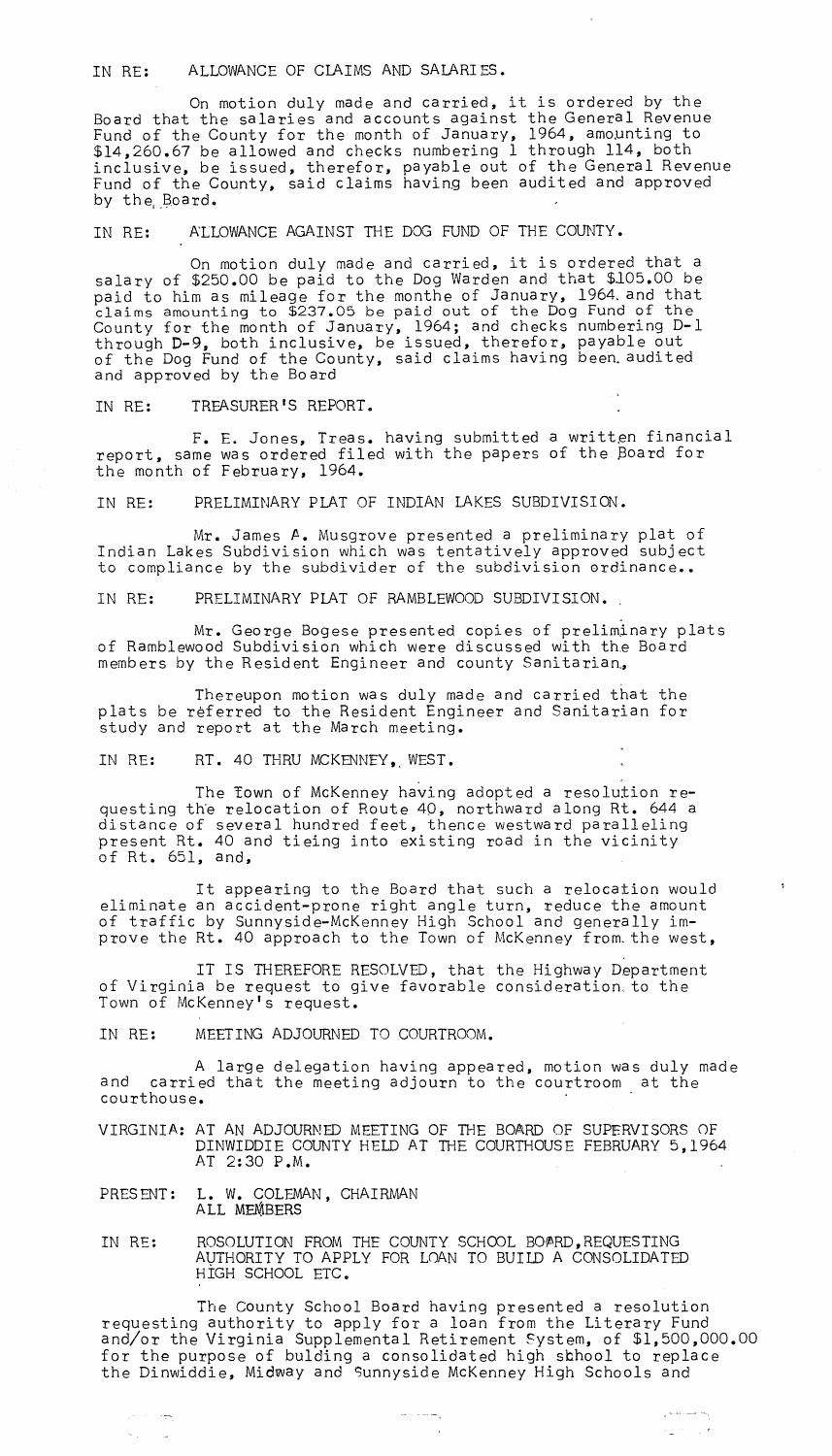IN RE: ALLOWANCE OF CLAIMS AND SALARIES.

On motion duly made and carried, it is ordered by the Board that the salaries and accounts against the General Revenue Fund of the County for the month of January, 1964, amounting to $14,260.67 be allowed and checks numbering 1 through 114, both inclusive, be issued, therefor, payable out of the General Revenue Fund of the County, said claims having been audited and approved by the Board.

IN RE: ALLOWANCE AGAINST THE DOG FUND OF THE COUNTY.

On motion duly made and carried, it is ordered that a salary of $250.00 be paid to the Dog Warden and that $105.00 be paid to him as mileage for the monthe of January, 1964. and that claims amounting to $237.05 be paid out of the Dog Fund of the County for the month of January, 1964; and checks numbering D-1 through D-9, both inclusive, be issued, therefor, payable out of the Dog Fund of the County, said claims having been audited and approved by the Board

IN RE: TREASURER'S REPORT.

F. E. Jones, Treas. having submitted a written financial report, same was ordered filed with the papers of the Board for the month of February, 1964.

IN RE: PRELIMINARY PLAT OF INDIAN LAKES SUBDIVISION.

Mr. James A. Musgrove presented a preliminary plat of Indian Lakes Subdivision which was tentatively approved subject to compliance by the subdivider of the subdivision ordinance..

IN RE: PRELIMINARY PLAT OF RAMBLEWOOD SUBDIVISION.

Mr. George Bogese presented copies of preliminary plats of Ramblewood Subdivision which were discussed with the Board members by the Resident Engineer and county Sanitarian,

Thereupon motion was duly made and carried that the plats be referred to the Resident Engineer and Sanitarian for study and report at the March meeting.

IN RE: RT. 40 THRU MCKENNEY, WEST.

The Town of McKenney having adopted a resolution requesting the relocation of Route 40, northward along Rt. 644 a distance of several hundred feet, thence westward paralleling present Rt. 40 and tieing into existing road in the vicinity of Rt. 651, and,

It appearing to the Board that such a relocation would eliminate an accident-prone right angle turn, reduce the amount of traffic by Sunnyside-McKenney High School and generally improve the Rt. 40 approach to the Town of McKenney from the west,

IT IS THEREFORE RESOLVED, that the Highway Department of Virginia be request to give favorable consideration to the Town of McKenney's request.

IN RE: MEETING ADJOURNED TO COURTROOM.

A large delegation having appeared, motion was duly made and carried that the meeting adjourn to the courtroom at the courthouse.

VIRGINIA: AT AN ADJOURNED MEETING OF THE BOARD OF SUPERVISORS OF DINWIDDIE COUNTY HELD AT THE COURTHOUSE FEBRUARY 5,1964 AT 2:30 P.M.

PRESENT: L. W. COLEMAN, CHAIRMAN
ALL MEMBERS

IN RE: ROSOLUTION FROM THE COUNTY SCHOOL BOARD,REQUESTING AUTHORITY TO APPLY FOR LOAN TO BUILD A CONSOLIDATED HIGH SCHOOL ETC.

The County School Board having presented a resolution requesting authority to apply for a loan from the Literary Fund and/or the Virginia Supplemental Retirement System, of $1,500,000.00 for the purpose of bulding a consolidated high school to replace the Dinwiddie, Midway and Sunnyside McKenney High Schools and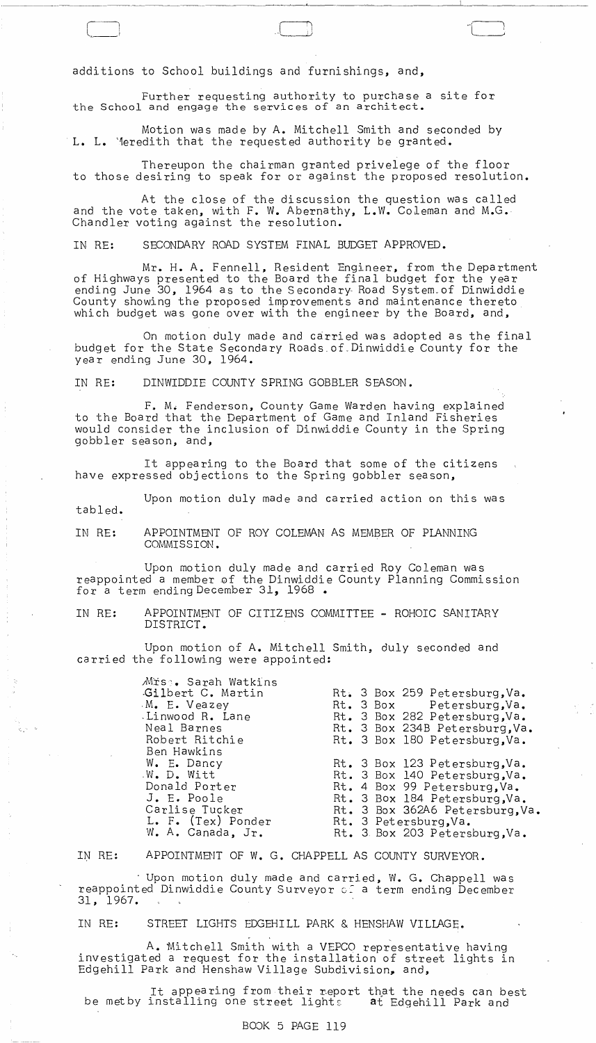additions to School buildings and furnishings, and,

Further requesting authority to purchase a site for the School and engage the services of an architect.

Motion was made by A. Mitchell Smith and seconded by L. L. Meredith that the requested authority be granted.

Thereupon the chairman granted privelege of the floor to those desiring to speak for or against the proposed resolution.

At the close of the discussion the question was called and the vote taken, with F. W. Abernathy, L.W. Coleman and M.G. Chandler voting against the resolution.

IN RE: SECONDARY ROAD SYSTEM FINAL BUDGET APPROVED.

Mr. H. A. Fennell, Resident Engineer, from the Department of Highways presented to the Board the final budget for the year ending June 30, 1964 as to the Secondary Road System of Dinwiddie County showing the proposed improvements and maintenance thereto which budget was gone over with the engineer by the Board, and,

On motion duly made and carried was adopted as the final budget for the State Secondary Roads of Dinwiddie County for the year ending June 30, 1964.

IN RE: DINWIDDIE COUNTY SPRING GOBBLER SEASON.

F. M. Fenderson, County Game Warden having explained to the Board that the Department of Game and Inland Fisheries would consider the inclusion of Dinwiddie County in the Spring gobbler season, and,

It appearing to the Board that some of the citizens have expressed objections to the Spring gobbler season,

Upon motion duly made and carried action on this was tabled.

IN RE: APPOINTMENT OF ROY COLEMAN AS MEMBER OF PLANNING COMMISSION.

Upon motion duly made and carried Roy Coleman was reappointed a member of the Dinwiddie County Planning Commission for a term ending December 31, 1968 .

IN RE: APPOINTMENT OF CITIZENS COMMITTEE - ROHOIC SANITARY DISTRICT.

Upon motion of A. Mitchell Smith, duly seconded and carried the following were appointed:

| | |
|---|---|
| Mrs. Sarah Watkins | |
| Gilbert C. Martin | Rt. 3 Box 259 Petersburg,Va. |
| M. E. Veazey | Rt. 3 Box Petersburg,Va. |
| Linwood R. Lane | Rt. 3 Box 282 Petersburg,Va. |
| Neal Barnes | Rt. 3 Box 234B Petersburg,Va. |
| Robert Ritchie | Rt. 3 Box 180 Petersburg,Va. |
| Ben Hawkins | |
| W. E. Dancy | Rt. 3 Box 123 Petersburg,Va. |
| W. D. Witt | Rt. 3 Box 140 Petersburg,Va. |
| Donald Porter | Rt. 4 Box 99 Petersburg,Va. |
| J. E. Poole | Rt. 3 Box 184 Petersburg,Va. |
| Carlise Tucker | Rt. 3 Box 362A6 Petersburg,Va. |
| L. F. (Tex) Ponder | Rt. 3 Petersburg,Va. |
| W. A. Canada, Jr. | Rt. 3 Box 203 Petersburg,Va. |

IN RE: APPOINTMENT OF W. G. CHAPPELL AS COUNTY SURVEYOR.

Upon motion duly made and carried, W. G. Chappell was reappointed Dinwiddie County Surveyor of a term ending December 31, 1967.

IN RE: STREET LIGHTS EDGEHILL PARK & HENSHAW VILLAGE.

A. Mitchell Smith with a VEPCO representative having investigated a request for the installation of street lights in Edgehill Park and Henshaw Village Subdivision, and,

It appearing from their report that the needs can best be met by installing one street lights at Edgehill Park and

BOOK 5 PAGE 119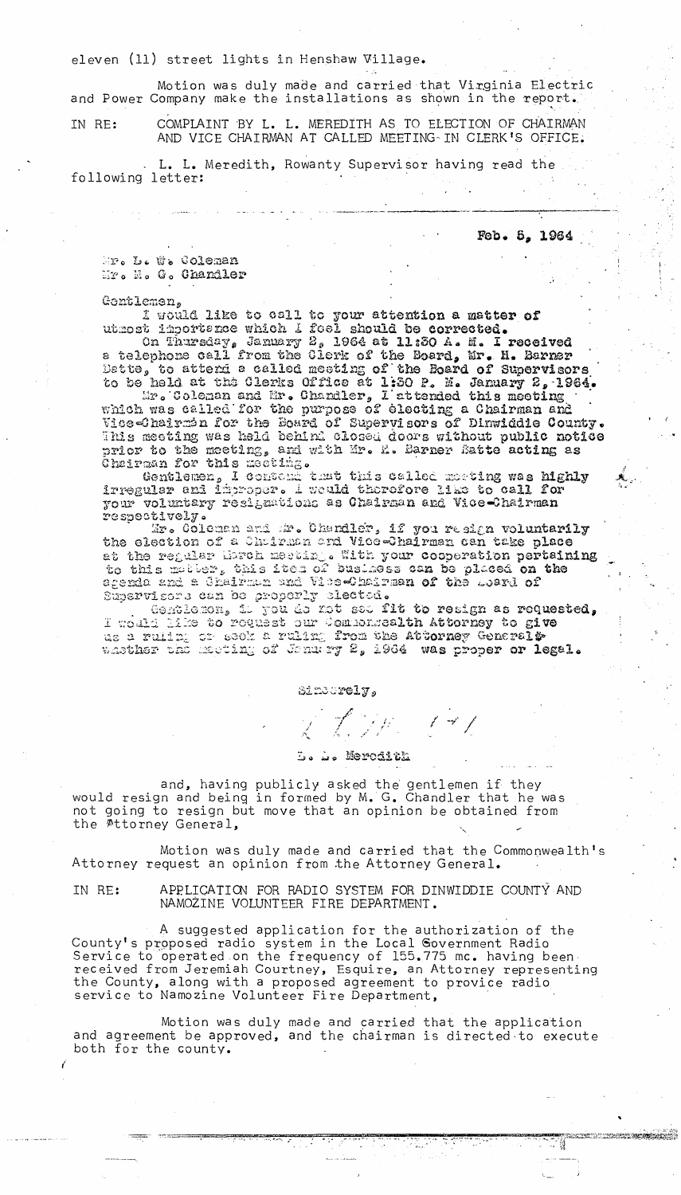eleven (11) street lights in Henshaw Village.

Motion was duly made and carried that Virginia Electric and Power Company make the installations as shown in the report.

IN RE: COMPLAINT BY L. L. MEREDITH AS TO ELECTION OF CHAIRMAN AND VICE CHAIRMAN AT CALLED MEETING IN CLERK'S OFFICE.

L. L. Meredith, Rowanty Supervisor having read the following letter:

---

Feb. 5, 1964

Mr. L. W. Coleman
Mr. M. G. Chandler

Gentlemen,

I would like to call to your attention a matter of utmost importance which I feel should be corrected.

On Thursday, January 2, 1964 at 11:30 A. M. I received a telephone call from the Clerk of the Board, Mr. H. Barner Batte, to attend a called meeting of the Board of Supervisors to be held at the Clerks Office at 1:30 P. M. January 2, 1964.

Mr. Coleman and Mr. Chandler, I attended this meeting which was called for the purpose of electing a Chairman and Vice-Chairman for the Board of Supervisors of Dinwiddie County. This meeting was held behind closed doors without public notice prior to the meeting, and with Mr. H. Barner Batte acting as Chairman for this meeting.

Gentlemen, I contend that this called meeting was highly irregular and improper. I would therefore like to call for your voluntary resignations as Chairman and Vice-Chairman respectively.

Mr. Coleman and Mr. Chandler, if you resign voluntarily the election of a Chairman and Vice-Chairman can take place at the regular March meeting. With your cooperation pertaining to this matter, this item of business can be placed on the agenda and a Chairman and Vice-Chairman of the Board of Supervisors can be properly elected.

Gentlemen, if you do not see fit to resign as requested, I would like to request our Commonwealth Attorney to give us a ruling or seek a ruling from the Attorney General whether the meeting of January 2, 1964 was proper or legal.

Sincerely,

L. L. Meredith

---

and, having publicly asked the gentlemen if they would resign and being in formed by M. G. Chandler that he was not going to resign but move that an opinion be obtained from the Attorney General,

Motion was duly made and carried that the Commonwealth's Attorney request an opinion from the Attorney General.

IN RE: APPLICATION FOR RADIO SYSTEM FOR DINWIDDIE COUNTY AND NAMOZINE VOLUNTEER FIRE DEPARTMENT.

A suggested application for the authorization of the County's proposed radio system in the Local Government Radio Service to operated on the frequency of 155.775 mc. having been received from Jeremiah Courtney, Esquire, an Attorney representing the County, along with a proposed agreement to provice radio service to Namozine Volunteer Fire Department,

Motion was duly made and carried that the application and agreement be approved, and the chairman is directed to execute both for the county.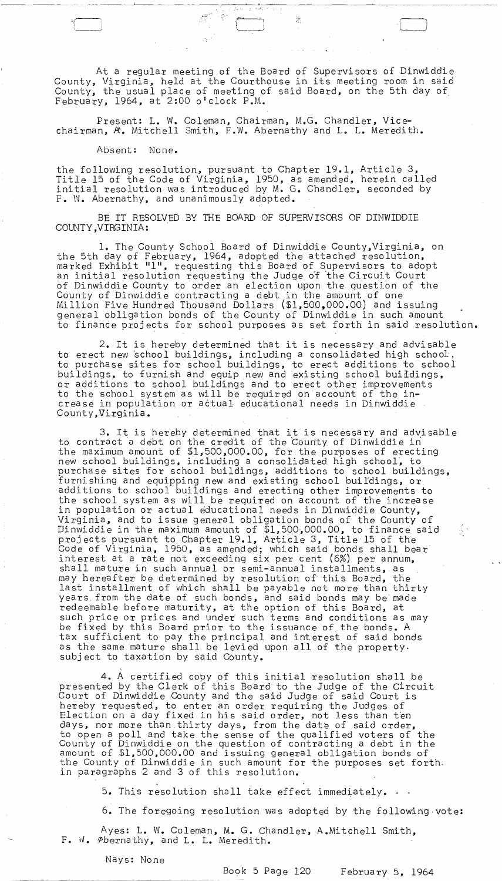At a regular meeting of the Board of Supervisors of Dinwiddie County, Virginia, held at the Courthouse in its meeting room in said County, the usual place of meeting of said Board, on the 5th day of February, 1964, at 2:00 o'clock P.M.

Present: L. W. Coleman, Chairman, M.G. Chandler, Vice-chairman, A. Mitchell Smith, F.W. Abernathy and L. L. Meredith.

Absent: None.

the following resolution, pursuant to Chapter 19.1, Article 3, Title 15 of the Code of Virginia, 1950, as amended, herein called initial resolution was introduced by M. G. Chandler, seconded by F. W. Abernathy, and unanimously adopted.

BE IT RESOLVED BY THE BOARD OF SUPERVISORS OF DINWIDDIE COUNTY,VIRGINIA:

1. The County School Board of Dinwiddie County,Virginia, on the 5th day of February, 1964, adopted the attached resolution, marked Exhibit "1", requesting this Board of Supervisors to adopt an initial resolution requesting the Judge of the Circuit Court of Dinwiddie County to order an election upon the question of the County of Dinwiddie contracting a debt in the amount of one Million Five Hundred Thousand Dollars ($1,500,000.00) and issuing general obligation bonds of the County of Dinwiddie in such amount to finance projects for school purposes as set forth in said resolution.

2. It is hereby determined that it is necessary and advisable to erect new school buildings, including a consolidated high school, to purchase sites for school buildings, to erect additions to school buildings, to furnish and equip new and existing school buildings, or additions to school buildings and to erect other improvements to the school system as will be required on account of the increase in population or actual educational needs in Dinwiddie County,Virginia.

3. It is hereby determined that it is necessary and advisable to contract a debt on the credit of the County of Dinwiddie in the maximum amount of $1,500,000.00, for the purposes of erecting new school buildings, including a consolidated high school, to purchase sites for school buildings, additions to school buildings, furnishing and equipping new and existing school buildings, or additions to school buildings and erecting other improvements to the school system as will be required on account of the increase in population or actual educational needs in Dinwiddie County, Virginia, and to issue general obligation bonds of the County of Dinwiddie in the maximum amount of $1,500,000.00, to finance said projects pursuant to Chapter 19.1, Article 3, Title 15 of the Code of Virginia, 1950, as amended; which said bonds shall bear interest at a rate not exceeding six per cent (6%) per annum, shall mature in such annual or semi-annual installments, as may hereafter be determined by resolution of this Board, the last installment of which shall be payable not more than thirty years from the date of such bonds, and said bonds may be made redeemable before maturity, at the option of this Board, at such price or prices and under such terms and conditions as may be fixed by this Board prior to the issuance of the bonds. A tax sufficient to pay the principal and interest of said bonds as the same mature shall be levied upon all of the property subject to taxation by said County.

4. A certified copy of this initial resolution shall be presented by the Clerk of this Board to the Judge of the Circuit Court of Dinwiddie County and the said Judge of said Court is hereby requested, to enter an order requiring the Judges of Election on a day fixed in his said order, not less than ten days, nor more than thirty days, from the date of said order, to open a poll and take the sense of the qualified voters of the County of Dinwiddie on the question of contracting a debt in the amount of $1,500,000.00 and issuing general obligation bonds of the County of Dinwiddie in such amount for the purposes set forth in paragraphs 2 and 3 of this resolution.

5. This resolution shall take effect immediately.

6. The foregoing resolution was adopted by the following vote:

Ayes: L. W. Coleman, M. G. Chandler, A.Mitchell Smith, F. W. Abernathy, and L. L. Meredith.

Nays: None

Book 5 Page 120 February 5, 1964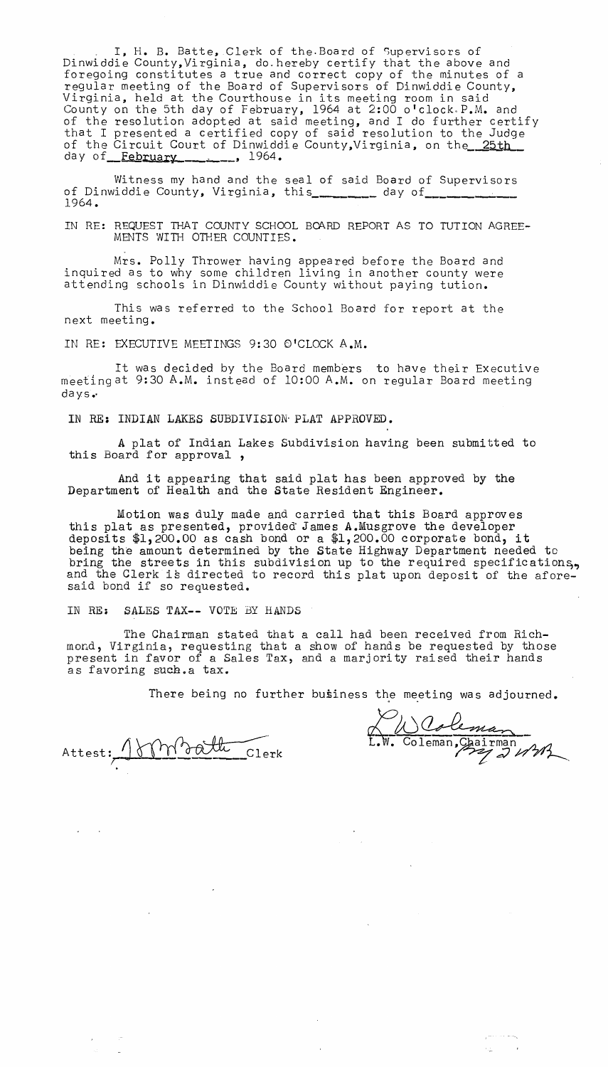I, H. B. Batte, Clerk of the Board of Supervisors of Dinwiddie County, Virginia, do hereby certify that the above and foregoing constitutes a true and correct copy of the minutes of a regular meeting of the Board of Supervisors of Dinwiddie County, Virginia, held at the Courthouse in its meeting room in said County on the 5th day of February, 1964 at 2:00 o'clock P.M. and of the resolution adopted at said meeting, and I do further certify that I presented a certified copy of said resolution to the Judge of the Circuit Court of Dinwiddie County, Virginia, on the 25th day of February, 1964.

Witness my hand and the seal of said Board of Supervisors of Dinwiddie County, Virginia, this_______ day of___________ 1964.

IN RE: REQUEST THAT COUNTY SCHOOL BOARD REPORT AS TO TUTION AGREEMENTS WITH OTHER COUNTIES.

Mrs. Polly Thrower having appeared before the Board and inquired as to why some children living in another county were attending schools in Dinwiddie County without paying tution.

This was referred to the School Board for report at the next meeting.

IN RE: EXECUTIVE MEETINGS 9:30 O'CLOCK A.M.

It was decided by the Board members to have their Executive meeting at 9:30 A.M. instead of 10:00 A.M. on regular Board meeting days.

IN RE: INDIAN LAKES SUBDIVISION PLAT APPROVED.

A plat of Indian Lakes Subdivision having been submitted to this Board for approval,

And it appearing that said plat has been approved by the Department of Health and the State Resident Engineer.

Motion was duly made and carried that this Board approves this plat as presented, provided James A. Musgrove the developer deposits $1,200.00 as cash bond or a $1,200.00 corporate bond, it being the amount determined by the State Highway Department needed to bring the streets in this subdivision up to the required specifications, and the Clerk is directed to record this plat upon deposit of the aforesaid bond if so requested.

IN RE: SALES TAX-- VOTE BY HANDS

The Chairman stated that a call had been received from Richmond, Virginia, requesting that a show of hands be requested by those present in favor of a Sales Tax, and a marjority raised their hands as favoring such a tax.

There being no further business the meeting was adjourned.

Attest: H B Batte Clerk

L.W. Coleman
L.W. Coleman, Chairman